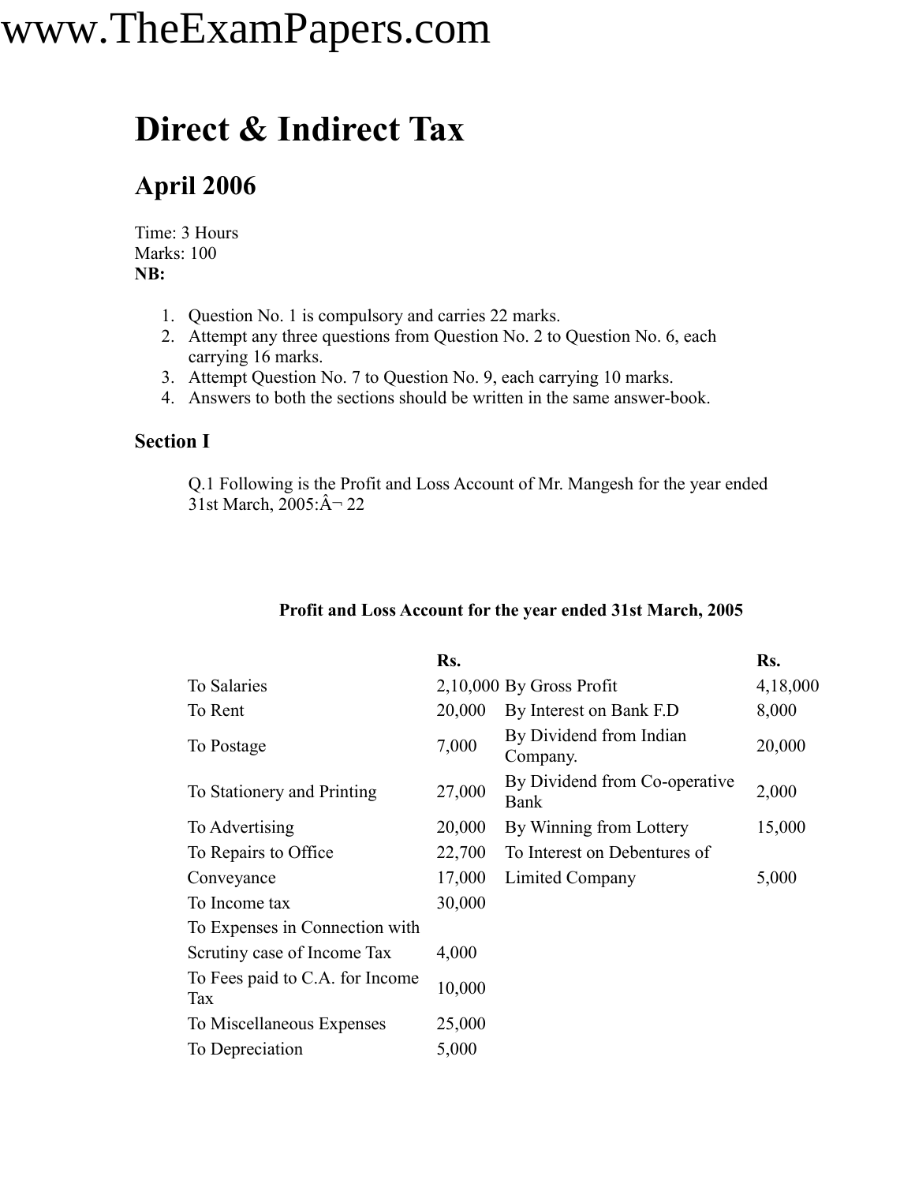# Direct & Indirect Tax

## April 2006

Time: 3 Hours
Marks: 100
**NB:**

1. Question No. 1 is compulsory and carries 22 marks.
2. Attempt any three questions from Question No. 2 to Question No. 6, each carrying 16 marks.
3. Attempt Question No. 7 to Question No. 9, each carrying 10 marks.
4. Answers to both the sections should be written in the same answer-book.

### Section I

Q.1 Following is the Profit and Loss Account of Mr. Mangesh for the year ended 31st March, 2005:Â¬ 22

**Profit and Loss Account for the year ended 31st March, 2005**

| | Rs. | | Rs. |
|---|---|---|---|
| To Salaries | 2,10,000 | By Gross Profit | 4,18,000 |
| To Rent | 20,000 | By Interest on Bank F.D | 8,000 |
| To Postage | 7,000 | By Dividend from Indian Company. | 20,000 |
| To Stationery and Printing | 27,000 | By Dividend from Co-operative Bank | 2,000 |
| To Advertising | 20,000 | By Winning from Lottery | 15,000 |
| To Repairs to Office | 22,700 | To Interest on Debentures of | |
| Conveyance | 17,000 | Limited Company | 5,000 |
| To Income tax | 30,000 | | |
| To Expenses in Connection with | | | |
| Scrutiny case of Income Tax | 4,000 | | |
| To Fees paid to C.A. for Income Tax | 10,000 | | |
| To Miscellaneous Expenses | 25,000 | | |
| To Depreciation | 5,000 | | |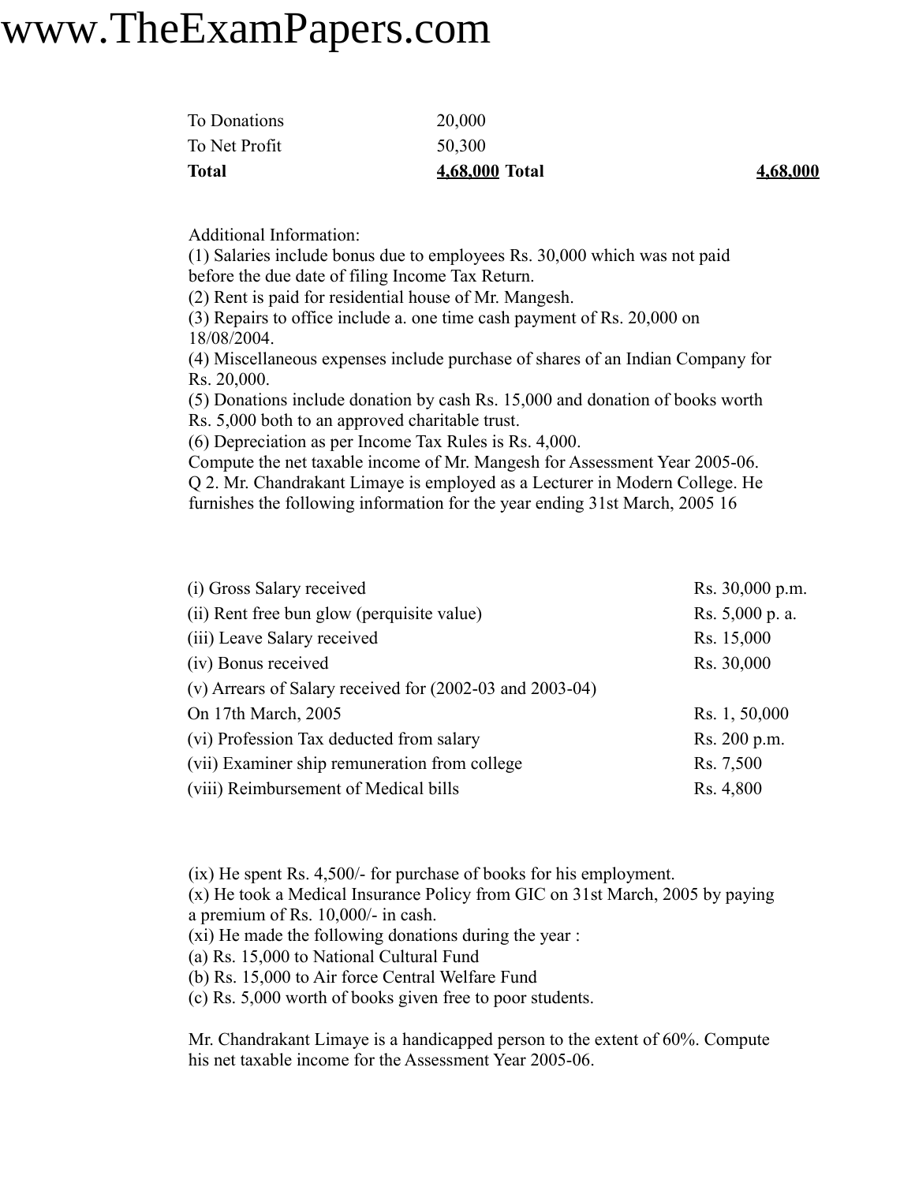| | | | |
|---|---|---|---|
| To Donations | 20,000 | | |
| To Net Profit | 50,300 | | |
| **Total** | **4,68,000** | **Total** | **4,68,000** |

Additional Information:

(1) Salaries include bonus due to employees Rs. 30,000 which was not paid before the due date of filing Income Tax Return.

(2) Rent is paid for residential house of Mr. Mangesh.

(3) Repairs to office include a. one time cash payment of Rs. 20,000 on 18/08/2004.

(4) Miscellaneous expenses include purchase of shares of an Indian Company for Rs. 20,000.

(5) Donations include donation by cash Rs. 15,000 and donation of books worth Rs. 5,000 both to an approved charitable trust.

(6) Depreciation as per Income Tax Rules is Rs. 4,000.

Compute the net taxable income of Mr. Mangesh for Assessment Year 2005-06.

Q 2. Mr. Chandrakant Limaye is employed as a Lecturer in Modern College. He furnishes the following information for the year ending 31st March, 2005 16

| | |
|---|---|
| (i) Gross Salary received | Rs. 30,000 p.m. |
| (ii) Rent free bun glow (perquisite value) | Rs. 5,000 p. a. |
| (iii) Leave Salary received | Rs. 15,000 |
| (iv) Bonus received | Rs. 30,000 |
| (v) Arrears of Salary received for (2002-03 and 2003-04) | |
| On 17th March, 2005 | Rs. 1, 50,000 |
| (vi) Profession Tax deducted from salary | Rs. 200 p.m. |
| (vii) Examiner ship remuneration from college | Rs. 7,500 |
| (viii) Reimbursement of Medical bills | Rs. 4,800 |

(ix) He spent Rs. 4,500/- for purchase of books for his employment.

(x) He took a Medical Insurance Policy from GIC on 31st March, 2005 by paying a premium of Rs. 10,000/- in cash.

(xi) He made the following donations during the year :

(a) Rs. 15,000 to National Cultural Fund

(b) Rs. 15,000 to Air force Central Welfare Fund

(c) Rs. 5,000 worth of books given free to poor students.

Mr. Chandrakant Limaye is a handicapped person to the extent of 60%. Compute his net taxable income for the Assessment Year 2005-06.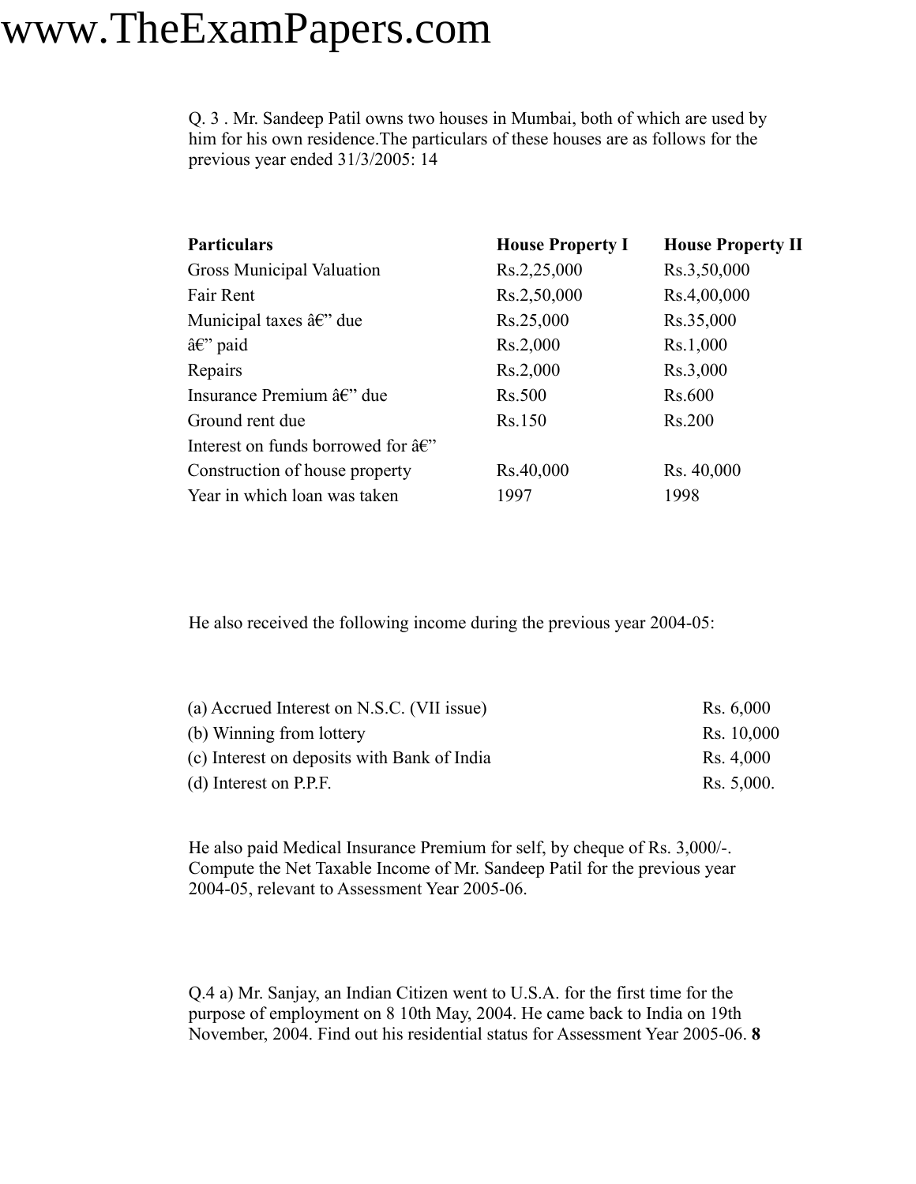Q. 3 . Mr. Sandeep Patil owns two houses in Mumbai, both of which are used by him for his own residence.The particulars of these houses are as follows for the previous year ended 31/3/2005: 14

| **Particulars** | **House Property I** | **House Property II** |
|---|---|---|
| Gross Municipal Valuation | Rs.2,25,000 | Rs.3,50,000 |
| Fair Rent | Rs.2,50,000 | Rs.4,00,000 |
| Municipal taxes â€" due | Rs.25,000 | Rs.35,000 |
| â€" paid | Rs.2,000 | Rs.1,000 |
| Repairs | Rs.2,000 | Rs.3,000 |
| Insurance Premium â€" due | Rs.500 | Rs.600 |
| Ground rent due | Rs.150 | Rs.200 |
| Interest on funds borrowed for â€" | | |
| Construction of house property | Rs.40,000 | Rs. 40,000 |
| Year in which loan was taken | 1997 | 1998 |

He also received the following income during the previous year 2004-05:

| | |
|---|---|
| (a) Accrued Interest on N.S.C. (VII issue) | Rs. 6,000 |
| (b) Winning from lottery | Rs. 10,000 |
| (c) Interest on deposits with Bank of India | Rs. 4,000 |
| (d) Interest on P.P.F. | Rs. 5,000. |

He also paid Medical Insurance Premium for self, by cheque of Rs. 3,000/-. Compute the Net Taxable Income of Mr. Sandeep Patil for the previous year 2004-05, relevant to Assessment Year 2005-06.

Q.4 a) Mr. Sanjay, an Indian Citizen went to U.S.A. for the first time for the purpose of employment on 8 10th May, 2004. He came back to India on 19th November, 2004. Find out his residential status for Assessment Year 2005-06. **8**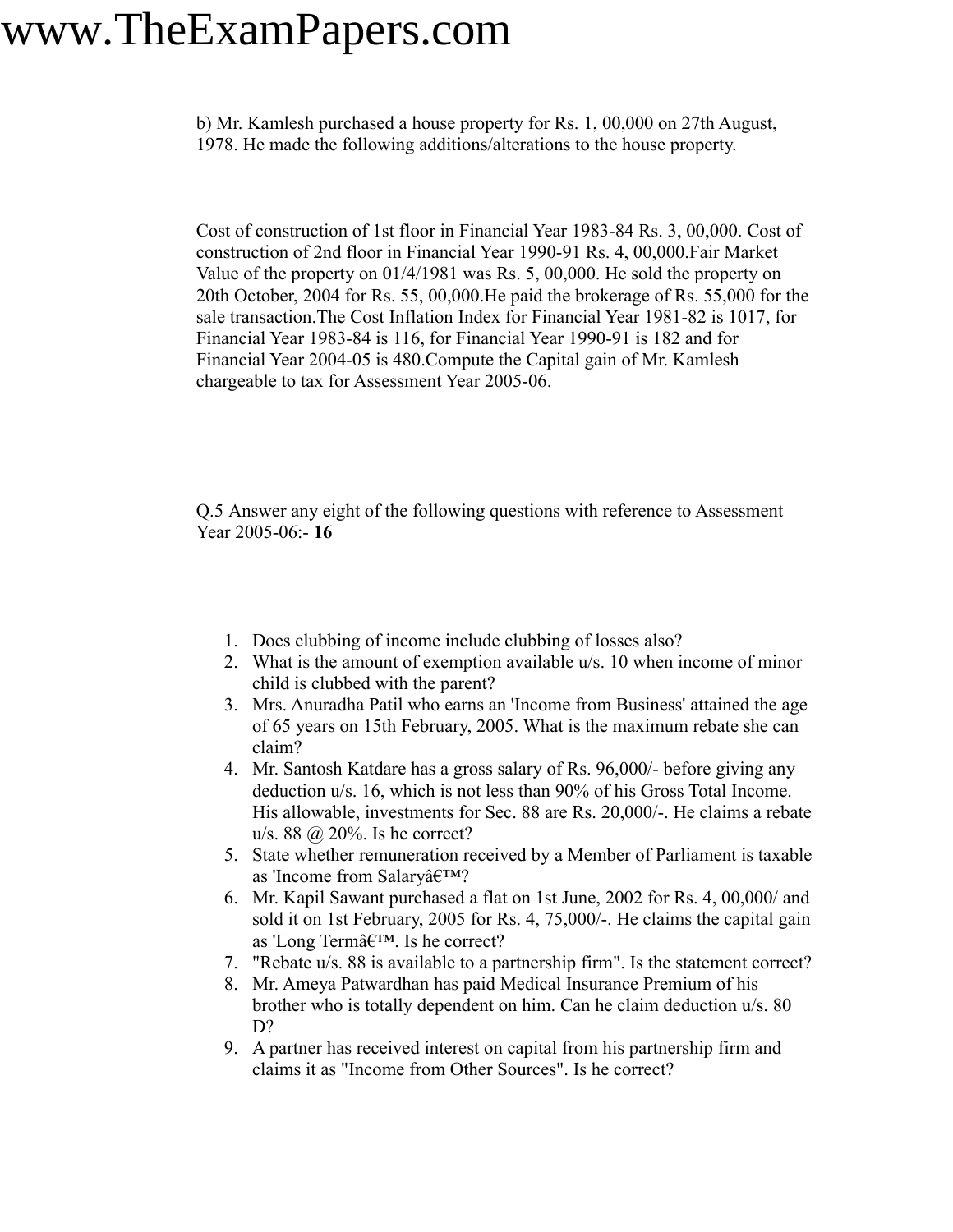b) Mr. Kamlesh purchased a house property for Rs. 1, 00,000 on 27th August, 1978. He made the following additions/alterations to the house property.

Cost of construction of 1st floor in Financial Year 1983-84 Rs. 3, 00,000. Cost of construction of 2nd floor in Financial Year 1990-91 Rs. 4, 00,000.Fair Market Value of the property on 01/4/1981 was Rs. 5, 00,000. He sold the property on 20th October, 2004 for Rs. 55, 00,000.He paid the brokerage of Rs. 55,000 for the sale transaction.The Cost Inflation Index for Financial Year 1981-82 is 1017, for Financial Year 1983-84 is 116, for Financial Year 1990-91 is 182 and for Financial Year 2004-05 is 480.Compute the Capital gain of Mr. Kamlesh chargeable to tax for Assessment Year 2005-06.

Q.5 Answer any eight of the following questions with reference to Assessment Year 2005-06:- **16**

1. Does clubbing of income include clubbing of losses also?
2. What is the amount of exemption available u/s. 10 when income of minor child is clubbed with the parent?
3. Mrs. Anuradha Patil who earns an 'Income from Business' attained the age of 65 years on 15th February, 2005. What is the maximum rebate she can claim?
4. Mr. Santosh Katdare has a gross salary of Rs. 96,000/- before giving any deduction u/s. 16, which is not less than 90% of his Gross Total Income. His allowable, investments for Sec. 88 are Rs. 20,000/-. He claims a rebate u/s. 88 @ 20%. Is he correct?
5. State whether remuneration received by a Member of Parliament is taxable as 'Income from Salaryâ€™?
6. Mr. Kapil Sawant purchased a flat on 1st June, 2002 for Rs. 4, 00,000/ and sold it on 1st February, 2005 for Rs. 4, 75,000/-. He claims the capital gain as 'Long Termâ€™. Is he correct?
7. "Rebate u/s. 88 is available to a partnership firm". Is the statement correct?
8. Mr. Ameya Patwardhan has paid Medical Insurance Premium of his brother who is totally dependent on him. Can he claim deduction u/s. 80 D?
9. A partner has received interest on capital from his partnership firm and claims it as "Income from Other Sources". Is he correct?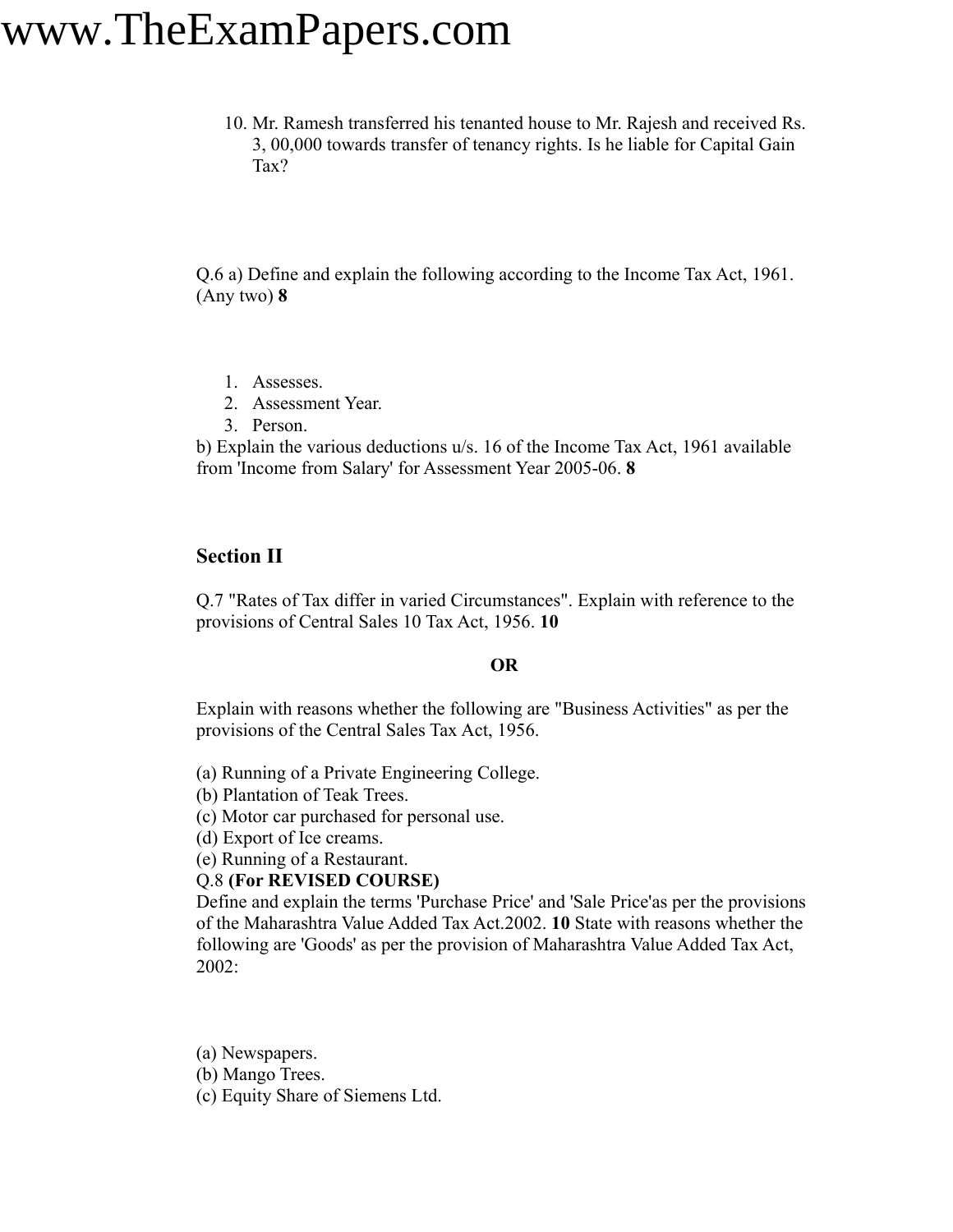10. Mr. Ramesh transferred his tenanted house to Mr. Rajesh and received Rs. 3, 00,000 towards transfer of tenancy rights. Is he liable for Capital Gain Tax?

Q.6 a) Define and explain the following according to the Income Tax Act, 1961. (Any two) **8**

1. Assesses.
2. Assessment Year.
3. Person.

b) Explain the various deductions u/s. 16 of the Income Tax Act, 1961 available from 'Income from Salary' for Assessment Year 2005-06. **8**

## Section II

Q.7 "Rates of Tax differ in varied Circumstances". Explain with reference to the provisions of Central Sales 10 Tax Act, 1956. **10**

**OR**

Explain with reasons whether the following are "Business Activities" as per the provisions of the Central Sales Tax Act, 1956.

(a) Running of a Private Engineering College.
(b) Plantation of Teak Trees.
(c) Motor car purchased for personal use.
(d) Export of Ice creams.
(e) Running of a Restaurant.

Q.8 **(For REVISED COURSE)**
Define and explain the terms 'Purchase Price' and 'Sale Price'as per the provisions of the Maharashtra Value Added Tax Act.2002. **10** State with reasons whether the following are 'Goods' as per the provision of Maharashtra Value Added Tax Act, 2002:

(a) Newspapers.
(b) Mango Trees.
(c) Equity Share of Siemens Ltd.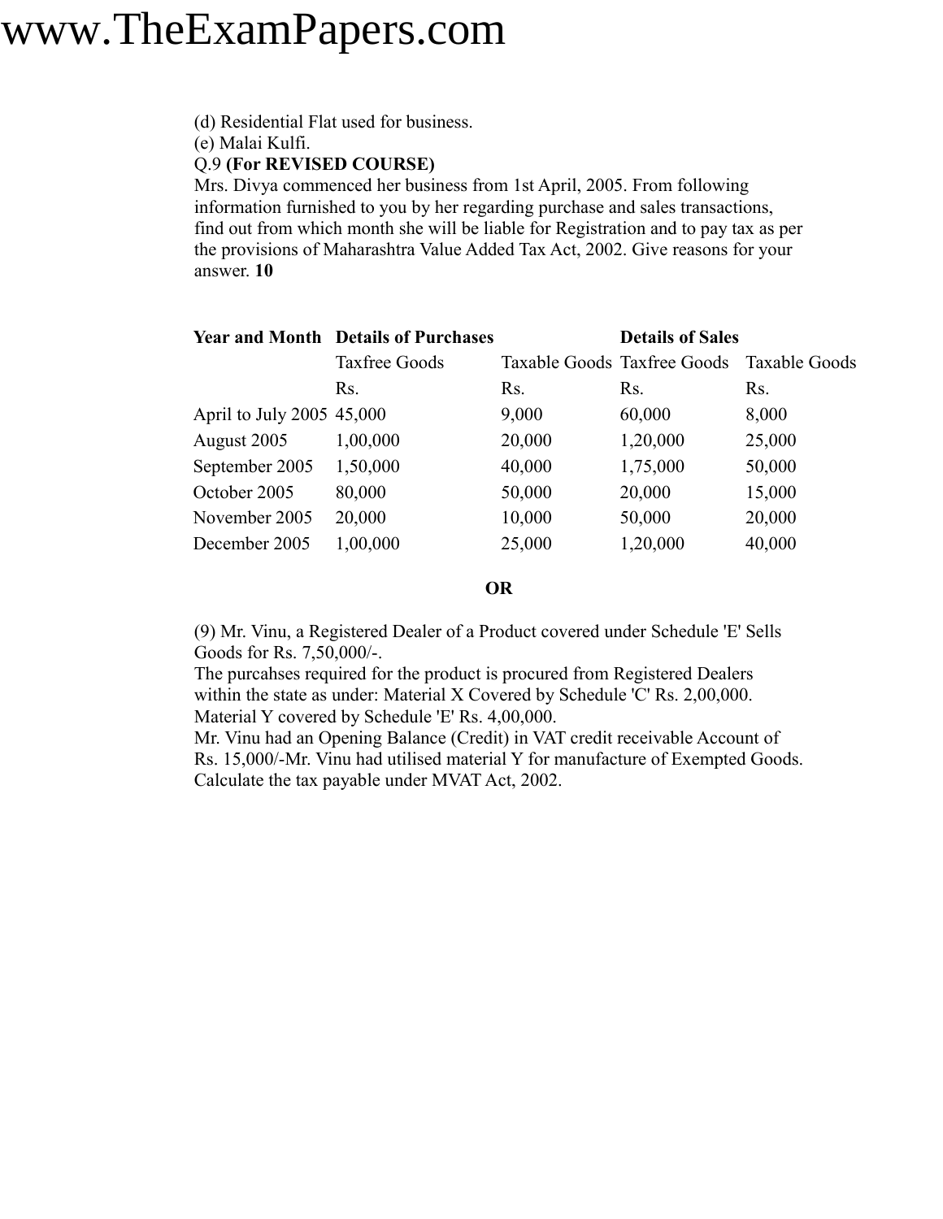(d) Residential Flat used for business.
(e) Malai Kulfi.
Q.9 **(For REVISED COURSE)**
Mrs. Divya commenced her business from 1st April, 2005. From following information furnished to you by her regarding purchase and sales transactions, find out from which month she will be liable for Registration and to pay tax as per the provisions of Maharashtra Value Added Tax Act, 2002. Give reasons for your answer. **10**

| **Year and Month** | **Details of Purchases** | | **Details of Sales** | |
|---|---|---|---|---|
| | Taxfree Goods | Taxable Goods | Taxfree Goods | Taxable Goods |
| | Rs. | Rs. | Rs. | Rs. |
| April to July 2005 | 45,000 | 9,000 | 60,000 | 8,000 |
| August 2005 | 1,00,000 | 20,000 | 1,20,000 | 25,000 |
| September 2005 | 1,50,000 | 40,000 | 1,75,000 | 50,000 |
| October 2005 | 80,000 | 50,000 | 20,000 | 15,000 |
| November 2005 | 20,000 | 10,000 | 50,000 | 20,000 |
| December 2005 | 1,00,000 | 25,000 | 1,20,000 | 40,000 |

**OR**

(9) Mr. Vinu, a Registered Dealer of a Product covered under Schedule 'E' Sells Goods for Rs. 7,50,000/-.
The purcahses required for the product is procured from Registered Dealers within the state as under: Material X Covered by Schedule 'C' Rs. 2,00,000. Material Y covered by Schedule 'E' Rs. 4,00,000.
Mr. Vinu had an Opening Balance (Credit) in VAT credit receivable Account of Rs. 15,000/-Mr. Vinu had utilised material Y for manufacture of Exempted Goods. Calculate the tax payable under MVAT Act, 2002.